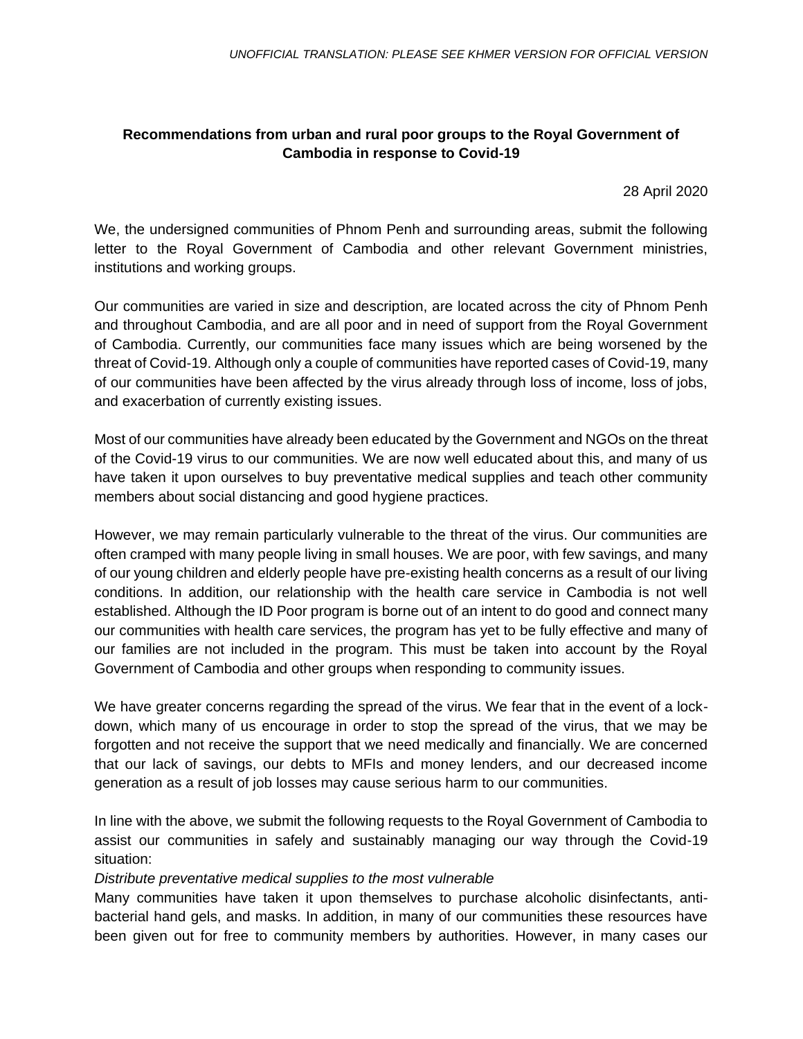*UNOFFICIAL TRANSLATION: PLEASE SEE KHMER VERSION FOR OFFICIAL VERSION*

**Recommendations from urban and rural poor groups to the Royal Government of Cambodia in response to Covid-19**

28 April 2020

We, the undersigned communities of Phnom Penh and surrounding areas, submit the following letter to the Royal Government of Cambodia and other relevant Government ministries, institutions and working groups.

Our communities are varied in size and description, are located across the city of Phnom Penh and throughout Cambodia, and are all poor and in need of support from the Royal Government of Cambodia. Currently, our communities face many issues which are being worsened by the threat of Covid-19. Although only a couple of communities have reported cases of Covid-19, many of our communities have been affected by the virus already through loss of income, loss of jobs, and exacerbation of currently existing issues.

Most of our communities have already been educated by the Government and NGOs on the threat of the Covid-19 virus to our communities. We are now well educated about this, and many of us have taken it upon ourselves to buy preventative medical supplies and teach other community members about social distancing and good hygiene practices.

However, we may remain particularly vulnerable to the threat of the virus. Our communities are often cramped with many people living in small houses. We are poor, with few savings, and many of our young children and elderly people have pre-existing health concerns as a result of our living conditions. In addition, our relationship with the health care service in Cambodia is not well established. Although the ID Poor program is borne out of an intent to do good and connect many our communities with health care services, the program has yet to be fully effective and many of our families are not included in the program. This must be taken into account by the Royal Government of Cambodia and other groups when responding to community issues.

We have greater concerns regarding the spread of the virus. We fear that in the event of a lock-down, which many of us encourage in order to stop the spread of the virus, that we may be forgotten and not receive the support that we need medically and financially. We are concerned that our lack of savings, our debts to MFIs and money lenders, and our decreased income generation as a result of job losses may cause serious harm to our communities.

In line with the above, we submit the following requests to the Royal Government of Cambodia to assist our communities in safely and sustainably managing our way through the Covid-19 situation:

*Distribute preventative medical supplies to the most vulnerable*

Many communities have taken it upon themselves to purchase alcoholic disinfectants, anti-bacterial hand gels, and masks. In addition, in many of our communities these resources have been given out for free to community members by authorities. However, in many cases our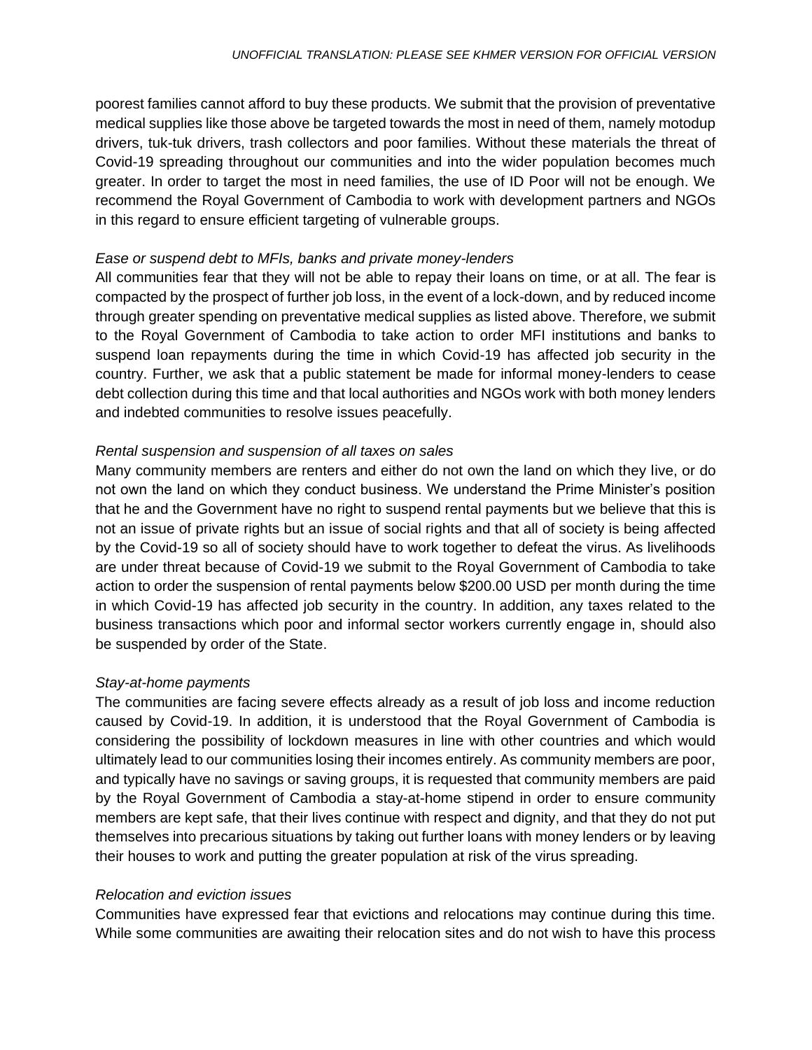poorest families cannot afford to buy these products. We submit that the provision of preventative medical supplies like those above be targeted towards the most in need of them, namely motodup drivers, tuk-tuk drivers, trash collectors and poor families. Without these materials the threat of Covid-19 spreading throughout our communities and into the wider population becomes much greater. In order to target the most in need families, the use of ID Poor will not be enough. We recommend the Royal Government of Cambodia to work with development partners and NGOs in this regard to ensure efficient targeting of vulnerable groups.

*Ease or suspend debt to MFIs, banks and private money-lenders*

All communities fear that they will not be able to repay their loans on time, or at all. The fear is compacted by the prospect of further job loss, in the event of a lock-down, and by reduced income through greater spending on preventative medical supplies as listed above. Therefore, we submit to the Royal Government of Cambodia to take action to order MFI institutions and banks to suspend loan repayments during the time in which Covid-19 has affected job security in the country. Further, we ask that a public statement be made for informal money-lenders to cease debt collection during this time and that local authorities and NGOs work with both money lenders and indebted communities to resolve issues peacefully.

*Rental suspension and suspension of all taxes on sales*

Many community members are renters and either do not own the land on which they live, or do not own the land on which they conduct business. We understand the Prime Minister's position that he and the Government have no right to suspend rental payments but we believe that this is not an issue of private rights but an issue of social rights and that all of society is being affected by the Covid-19 so all of society should have to work together to defeat the virus. As livelihoods are under threat because of Covid-19 we submit to the Royal Government of Cambodia to take action to order the suspension of rental payments below $200.00 USD per month during the time in which Covid-19 has affected job security in the country. In addition, any taxes related to the business transactions which poor and informal sector workers currently engage in, should also be suspended by order of the State.

*Stay-at-home payments*

The communities are facing severe effects already as a result of job loss and income reduction caused by Covid-19. In addition, it is understood that the Royal Government of Cambodia is considering the possibility of lockdown measures in line with other countries and which would ultimately lead to our communities losing their incomes entirely. As community members are poor, and typically have no savings or saving groups, it is requested that community members are paid by the Royal Government of Cambodia a stay-at-home stipend in order to ensure community members are kept safe, that their lives continue with respect and dignity, and that they do not put themselves into precarious situations by taking out further loans with money lenders or by leaving their houses to work and putting the greater population at risk of the virus spreading.

*Relocation and eviction issues*

Communities have expressed fear that evictions and relocations may continue during this time. While some communities are awaiting their relocation sites and do not wish to have this process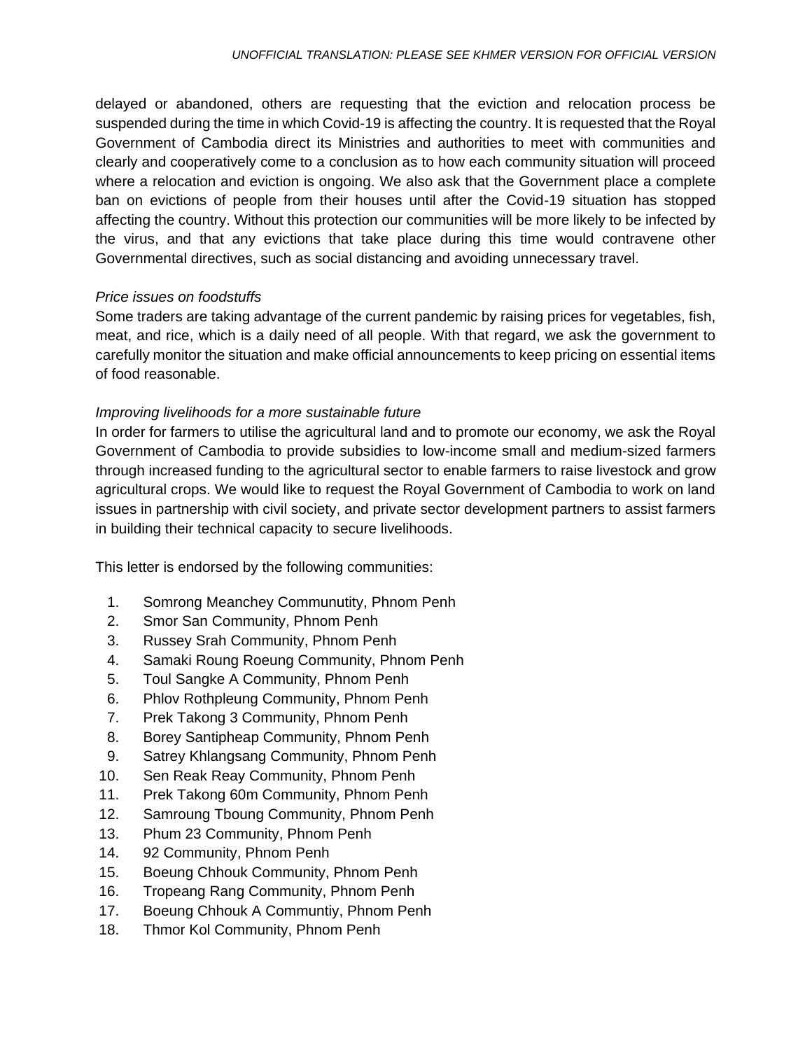delayed or abandoned, others are requesting that the eviction and relocation process be suspended during the time in which Covid-19 is affecting the country. It is requested that the Royal Government of Cambodia direct its Ministries and authorities to meet with communities and clearly and cooperatively come to a conclusion as to how each community situation will proceed where a relocation and eviction is ongoing. We also ask that the Government place a complete ban on evictions of people from their houses until after the Covid-19 situation has stopped affecting the country. Without this protection our communities will be more likely to be infected by the virus, and that any evictions that take place during this time would contravene other Governmental directives, such as social distancing and avoiding unnecessary travel.

*Price issues on foodstuffs*

Some traders are taking advantage of the current pandemic by raising prices for vegetables, fish, meat, and rice, which is a daily need of all people. With that regard, we ask the government to carefully monitor the situation and make official announcements to keep pricing on essential items of food reasonable.

*Improving livelihoods for a more sustainable future*

In order for farmers to utilise the agricultural land and to promote our economy, we ask the Royal Government of Cambodia to provide subsidies to low-income small and medium-sized farmers through increased funding to the agricultural sector to enable farmers to raise livestock and grow agricultural crops. We would like to request the Royal Government of Cambodia to work on land issues in partnership with civil society, and private sector development partners to assist farmers in building their technical capacity to secure livelihoods.

This letter is endorsed by the following communities:

1. Somrong Meanchey Communutity, Phnom Penh
2. Smor San Community, Phnom Penh
3. Russey Srah Community, Phnom Penh
4. Samaki Roung Roeung Community, Phnom Penh
5. Toul Sangke A Community, Phnom Penh
6. Phlov Rothpleung Community, Phnom Penh
7. Prek Takong 3 Community, Phnom Penh
8. Borey Santipheap Community, Phnom Penh
9. Satrey Khlangsang Community, Phnom Penh
10. Sen Reak Reay Community, Phnom Penh
11. Prek Takong 60m Community, Phnom Penh
12. Samroung Tboung Community, Phnom Penh
13. Phum 23 Community, Phnom Penh
14. 92 Community, Phnom Penh
15. Boeung Chhouk Community, Phnom Penh
16. Tropeang Rang Community, Phnom Penh
17. Boeung Chhouk A Communtiy, Phnom Penh
18. Thmor Kol Community, Phnom Penh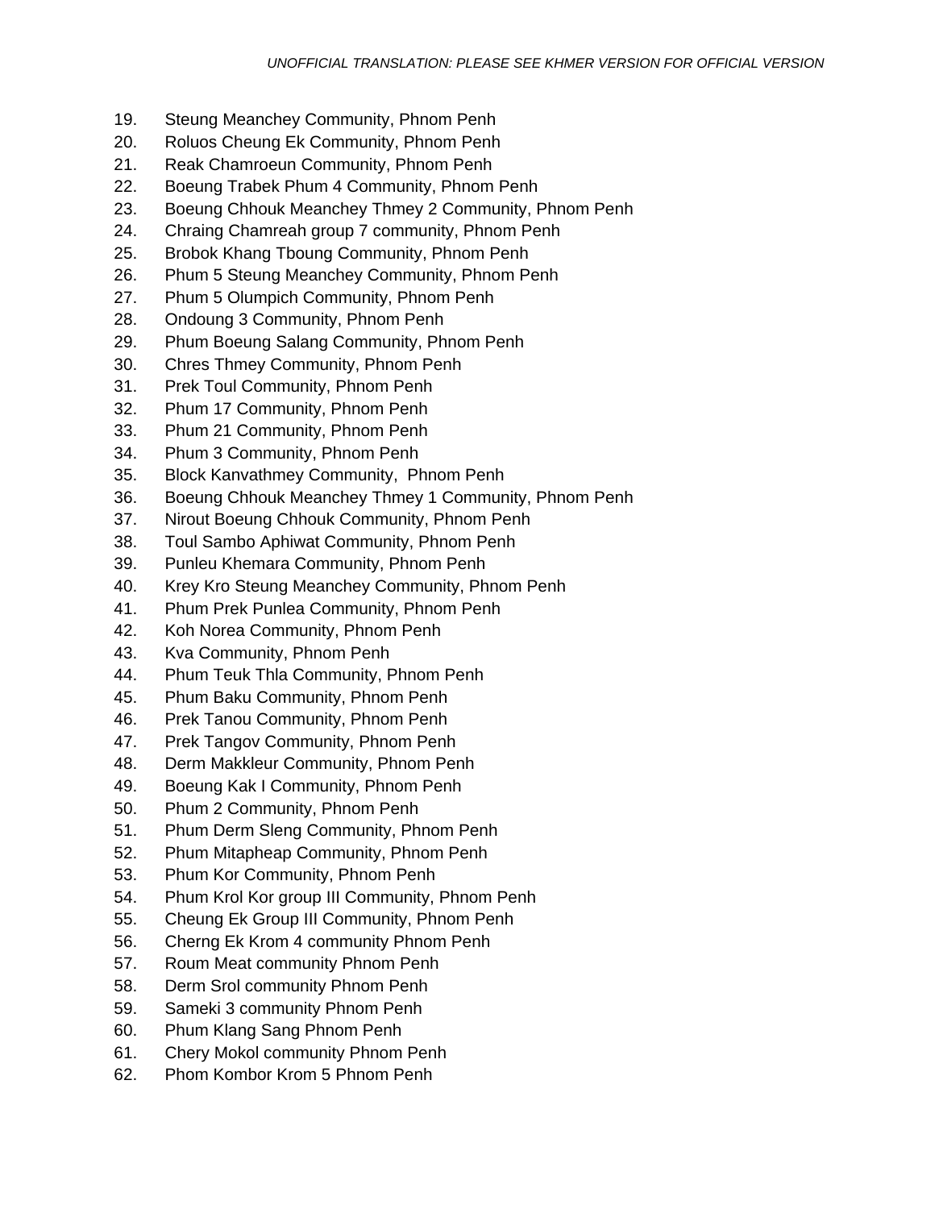19. Steung Meanchey Community, Phnom Penh
20. Roluos Cheung Ek Community, Phnom Penh
21. Reak Chamroeun Community, Phnom Penh
22. Boeung Trabek Phum 4 Community, Phnom Penh
23. Boeung Chhouk Meanchey Thmey 2 Community, Phnom Penh
24. Chraing Chamreah group 7 community, Phnom Penh
25. Brobok Khang Tboung Community, Phnom Penh
26. Phum 5 Steung Meanchey Community, Phnom Penh
27. Phum 5 Olumpich Community, Phnom Penh
28. Ondoung 3 Community, Phnom Penh
29. Phum Boeung Salang Community, Phnom Penh
30. Chres Thmey Community, Phnom Penh
31. Prek Toul Community, Phnom Penh
32. Phum 17 Community, Phnom Penh
33. Phum 21 Community, Phnom Penh
34. Phum 3 Community, Phnom Penh
35. Block Kanvathmey Community, Phnom Penh
36. Boeung Chhouk Meanchey Thmey 1 Community, Phnom Penh
37. Nirout Boeung Chhouk Community, Phnom Penh
38. Toul Sambo Aphiwat Community, Phnom Penh
39. Punleu Khemara Community, Phnom Penh
40. Krey Kro Steung Meanchey Community, Phnom Penh
41. Phum Prek Punlea Community, Phnom Penh
42. Koh Norea Community, Phnom Penh
43. Kva Community, Phnom Penh
44. Phum Teuk Thla Community, Phnom Penh
45. Phum Baku Community, Phnom Penh
46. Prek Tanou Community, Phnom Penh
47. Prek Tangov Community, Phnom Penh
48. Derm Makkleur Community, Phnom Penh
49. Boeung Kak I Community, Phnom Penh
50. Phum 2 Community, Phnom Penh
51. Phum Derm Sleng Community, Phnom Penh
52. Phum Mitapheap Community, Phnom Penh
53. Phum Kor Community, Phnom Penh
54. Phum Krol Kor group III Community, Phnom Penh
55. Cheung Ek Group III Community, Phnom Penh
56. Cherng Ek Krom 4 community Phnom Penh
57. Roum Meat community Phnom Penh
58. Derm Srol community Phnom Penh
59. Sameki 3 community Phnom Penh
60. Phum Klang Sang Phnom Penh
61. Chery Mokol community Phnom Penh
62. Phom Kombor Krom 5 Phnom Penh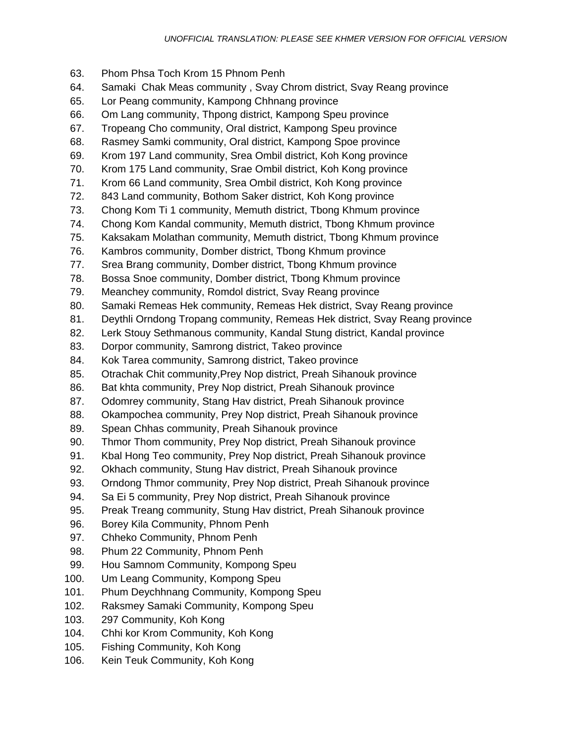63. Phom Phsa Toch Krom 15 Phnom Penh
64. Samaki Chak Meas community , Svay Chrom district, Svay Reang province
65. Lor Peang community, Kampong Chhnang province
66. Om Lang community, Thpong district, Kampong Speu province
67. Tropeang Cho community, Oral district, Kampong Speu province
68. Rasmey Samki community, Oral district, Kampong Spoe province
69. Krom 197 Land community, Srea Ombil district, Koh Kong province
70. Krom 175 Land community, Srae Ombil district, Koh Kong province
71. Krom 66 Land community, Srea Ombil district, Koh Kong province
72. 843 Land community, Bothom Saker district, Koh Kong province
73. Chong Kom Ti 1 community, Memuth district, Tbong Khmum province
74. Chong Kom Kandal community, Memuth district, Tbong Khmum province
75. Kaksakam Molathan community, Memuth district, Tbong Khmum province
76. Kambros community, Domber district, Tbong Khmum province
77. Srea Brang community, Domber district, Tbong Khmum province
78. Bossa Snoe community, Domber district, Tbong Khmum province
79. Meanchey community, Romdol district, Svay Reang province
80. Samaki Remeas Hek community, Remeas Hek district, Svay Reang province
81. Deythli Orndong Tropang community, Remeas Hek district, Svay Reang province
82. Lerk Stouy Sethmanous community, Kandal Stung district, Kandal province
83. Dorpor community, Samrong district, Takeo province
84. Kok Tarea community, Samrong district, Takeo province
85. Otrachak Chit community,Prey Nop district, Preah Sihanouk province
86. Bat khta community, Prey Nop district, Preah Sihanouk province
87. Odomrey community, Stang Hav district, Preah Sihanouk province
88. Okampochea community, Prey Nop district, Preah Sihanouk province
89. Spean Chhas community, Preah Sihanouk province
90. Thmor Thom community, Prey Nop district, Preah Sihanouk province
91. Kbal Hong Teo community, Prey Nop district, Preah Sihanouk province
92. Okhach community, Stung Hav district, Preah Sihanouk province
93. Orndong Thmor community, Prey Nop district, Preah Sihanouk province
94. Sa Ei 5 community, Prey Nop district, Preah Sihanouk province
95. Preak Treang community, Stung Hav district, Preah Sihanouk province
96. Borey Kila Community, Phnom Penh
97. Chheko Community, Phnom Penh
98. Phum 22 Community, Phnom Penh
99. Hou Samnom Community, Kompong Speu
100. Um Leang Community, Kompong Speu
101. Phum Deychhnang Community, Kompong Speu
102. Raksmey Samaki Community, Kompong Speu
103. 297 Community, Koh Kong
104. Chhi kor Krom Community, Koh Kong
105. Fishing Community, Koh Kong
106. Kein Teuk Community, Koh Kong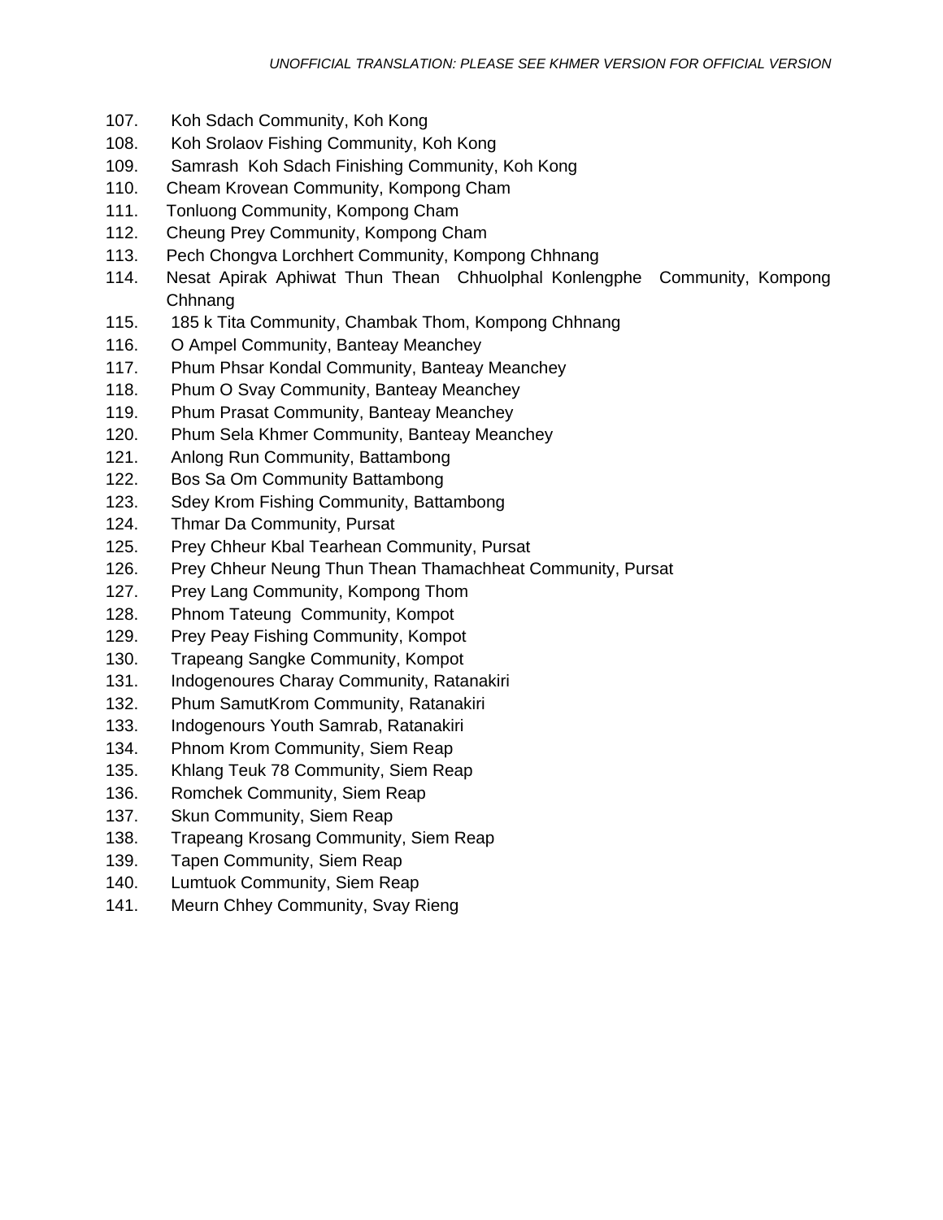107. Koh Sdach Community, Koh Kong
108. Koh Srolaov Fishing Community, Koh Kong
109. Samrash Koh Sdach Finishing Community, Koh Kong
110. Cheam Krovean Community, Kompong Cham
111. Tonluong Community, Kompong Cham
112. Cheung Prey Community, Kompong Cham
113. Pech Chongva Lorchhert Community, Kompong Chhnang
114. Nesat Apirak Aphiwat Thun Thean Chhuolphal Konlengphe Community, Kompong Chhnang
115. 185 k Tita Community, Chambak Thom, Kompong Chhnang
116. O Ampel Community, Banteay Meanchey
117. Phum Phsar Kondal Community, Banteay Meanchey
118. Phum O Svay Community, Banteay Meanchey
119. Phum Prasat Community, Banteay Meanchey
120. Phum Sela Khmer Community, Banteay Meanchey
121. Anlong Run Community, Battambong
122. Bos Sa Om Community Battambong
123. Sdey Krom Fishing Community, Battambong
124. Thmar Da Community, Pursat
125. Prey Chheur Kbal Tearhean Community, Pursat
126. Prey Chheur Neung Thun Thean Thamachheat Community, Pursat
127. Prey Lang Community, Kompong Thom
128. Phnom Tateung Community, Kompot
129. Prey Peay Fishing Community, Kompot
130. Trapeang Sangke Community, Kompot
131. Indogenoures Charay Community, Ratanakiri
132. Phum SamutKrom Community, Ratanakiri
133. Indogenours Youth Samrab, Ratanakiri
134. Phnom Krom Community, Siem Reap
135. Khlang Teuk 78 Community, Siem Reap
136. Romchek Community, Siem Reap
137. Skun Community, Siem Reap
138. Trapeang Krosang Community, Siem Reap
139. Tapen Community, Siem Reap
140. Lumtuok Community, Siem Reap
141. Meurn Chhey Community, Svay Rieng